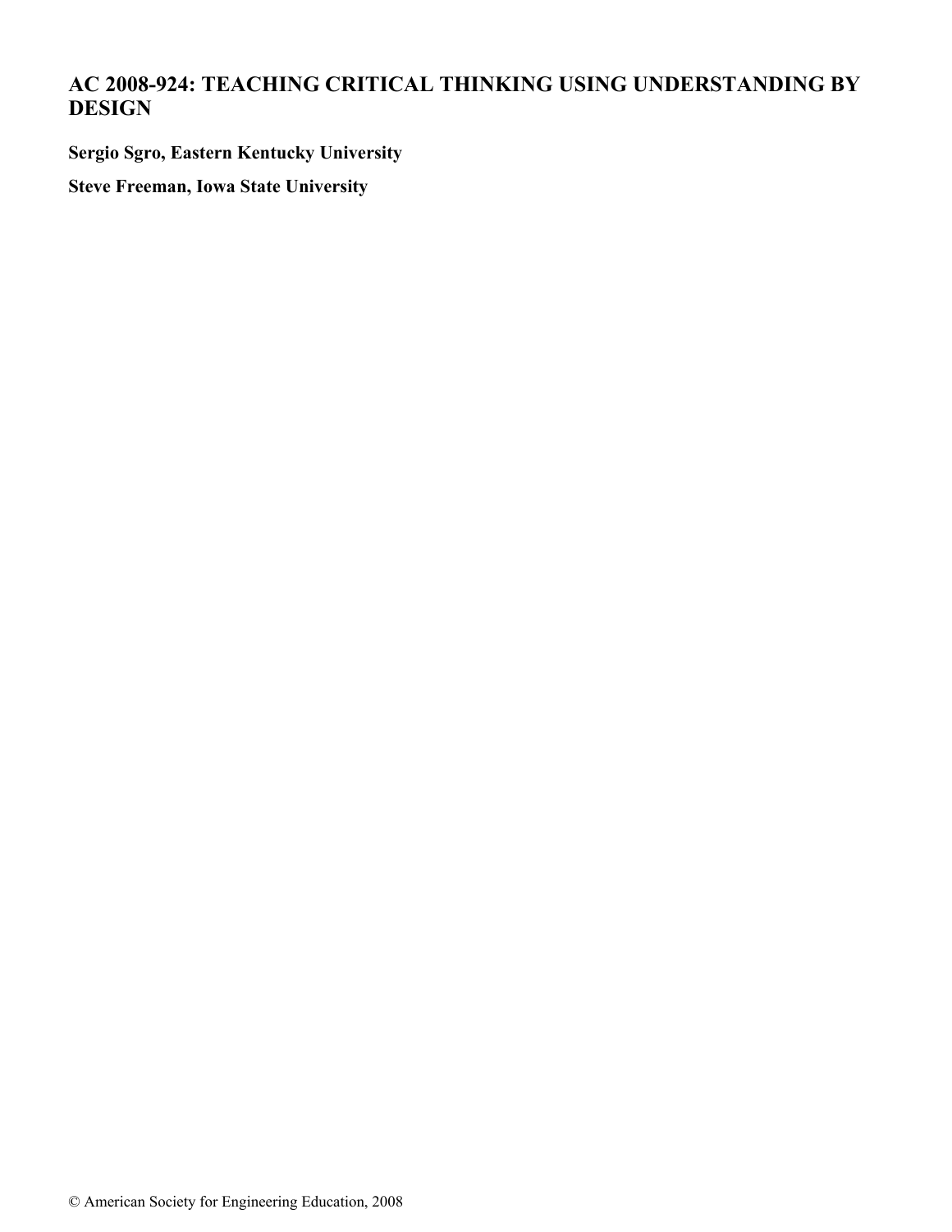# AC 2008-924: TEACHING CRITICAL THINKING USING UNDERSTANDING BY DESIGN

**Sergio Sgro, Eastern Kentucky University**

**Steve Freeman, Iowa State University**

© American Society for Engineering Education, 2008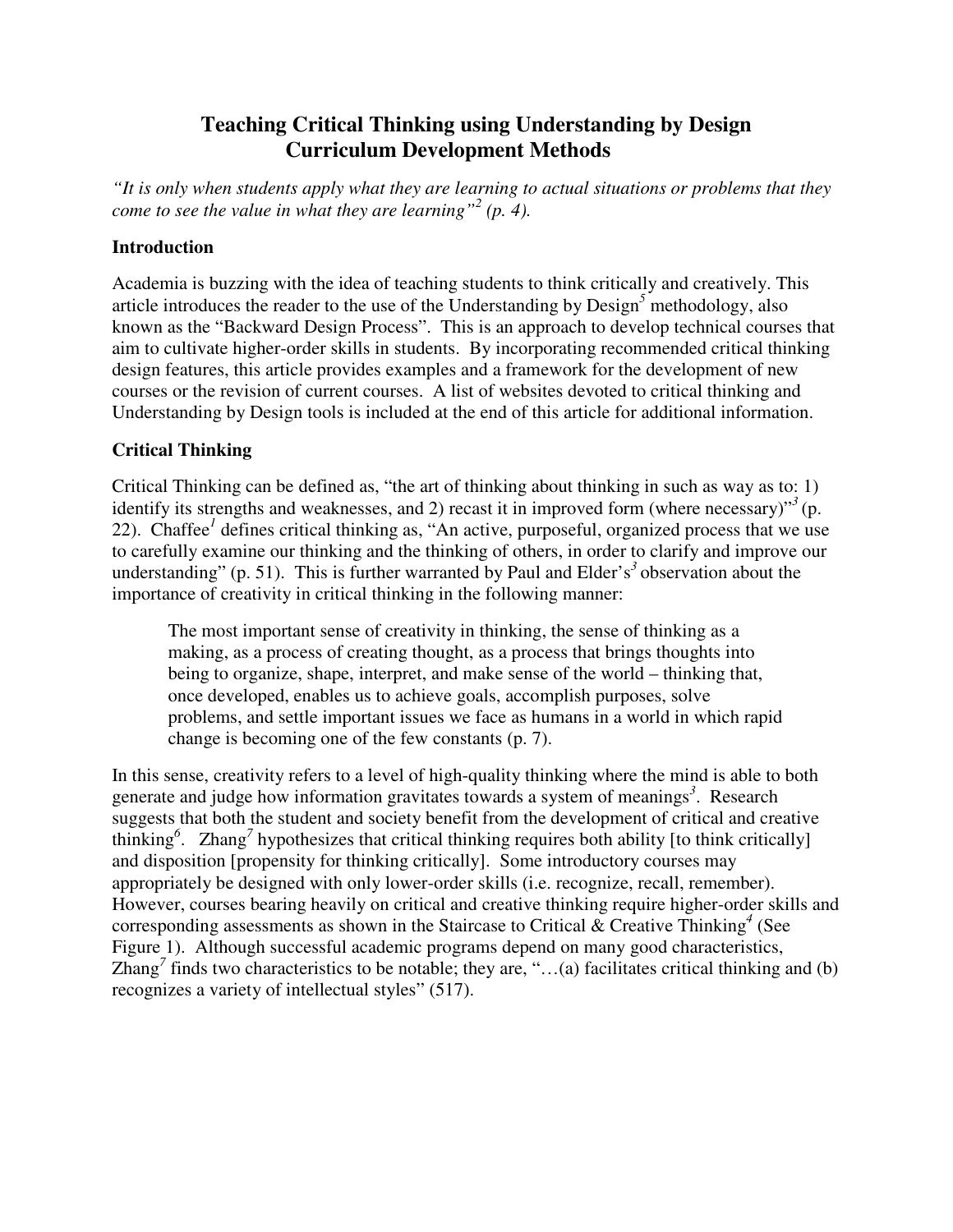# Teaching Critical Thinking using Understanding by Design Curriculum Development Methods

*"It is only when students apply what they are learning to actual situations or problems that they come to see the value in what they are learning"[2] (p. 4).*

## Introduction

Academia is buzzing with the idea of teaching students to think critically and creatively. This article introduces the reader to the use of the Understanding by Design[5] methodology, also known as the "Backward Design Process". This is an approach to develop technical courses that aim to cultivate higher-order skills in students. By incorporating recommended critical thinking design features, this article provides examples and a framework for the development of new courses or the revision of current courses. A list of websites devoted to critical thinking and Understanding by Design tools is included at the end of this article for additional information.

## Critical Thinking

Critical Thinking can be defined as, "the art of thinking about thinking in such as way as to: 1) identify its strengths and weaknesses, and 2) recast it in improved form (where necessary)"[3] (p. 22). Chaffee[1] defines critical thinking as, "An active, purposeful, organized process that we use to carefully examine our thinking and the thinking of others, in order to clarify and improve our understanding" (p. 51). This is further warranted by Paul and Elder's[3] observation about the importance of creativity in critical thinking in the following manner:

> The most important sense of creativity in thinking, the sense of thinking as a making, as a process of creating thought, as a process that brings thoughts into being to organize, shape, interpret, and make sense of the world – thinking that, once developed, enables us to achieve goals, accomplish purposes, solve problems, and settle important issues we face as humans in a world in which rapid change is becoming one of the few constants (p. 7).

In this sense, creativity refers to a level of high-quality thinking where the mind is able to both generate and judge how information gravitates towards a system of meanings[3]. Research suggests that both the student and society benefit from the development of critical and creative thinking[6]. Zhang[7] hypothesizes that critical thinking requires both ability [to think critically] and disposition [propensity for thinking critically]. Some introductory courses may appropriately be designed with only lower-order skills (i.e. recognize, recall, remember). However, courses bearing heavily on critical and creative thinking require higher-order skills and corresponding assessments as shown in the Staircase to Critical & Creative Thinking[4] (See Figure 1). Although successful academic programs depend on many good characteristics, Zhang[7] finds two characteristics to be notable; they are, "…(a) facilitates critical thinking and (b) recognizes a variety of intellectual styles" (517).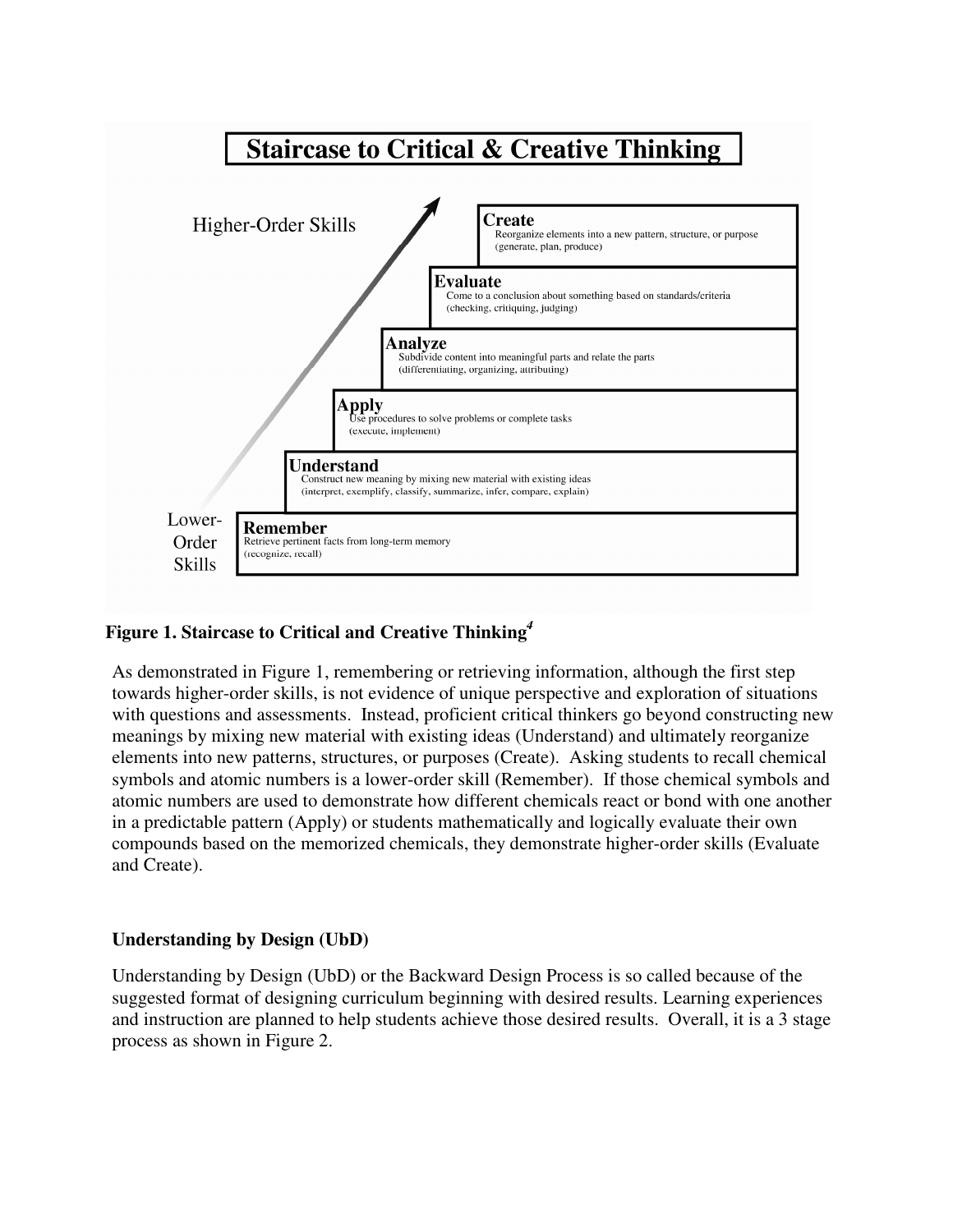**Staircase to Critical & Creative Thinking**

Higher-Order Skills

**Create**
Reorganize elements into a new pattern, structure, or purpose
(generate, plan, produce)

**Evaluate**
Come to a conclusion about something based on standards/criteria
(checking, critiquing, judging)

**Analyze**
Subdivide content into meaningful parts and relate the parts
(differentiating, organizing, attributing)

**Apply**
Use procedures to solve problems or complete tasks
(execute, implement)

**Understand**
Construct new meaning by mixing new material with existing ideas
(interpret, exemplify, classify, summarize, infer, compare, explain)

**Remember**
Retrieve pertinent facts from long-term memory
(recognize, recall)

Lower-Order Skills

**Figure 1. Staircase to Critical and Creative Thinking[4]**

As demonstrated in Figure 1, remembering or retrieving information, although the first step towards higher-order skills, is not evidence of unique perspective and exploration of situations with questions and assessments. Instead, proficient critical thinkers go beyond constructing new meanings by mixing new material with existing ideas (Understand) and ultimately reorganize elements into new patterns, structures, or purposes (Create). Asking students to recall chemical symbols and atomic numbers is a lower-order skill (Remember). If those chemical symbols and atomic numbers are used to demonstrate how different chemicals react or bond with one another in a predictable pattern (Apply) or students mathematically and logically evaluate their own compounds based on the memorized chemicals, they demonstrate higher-order skills (Evaluate and Create).

## Understanding by Design (UbD)

Understanding by Design (UbD) or the Backward Design Process is so called because of the suggested format of designing curriculum beginning with desired results. Learning experiences and instruction are planned to help students achieve those desired results. Overall, it is a 3 stage process as shown in Figure 2.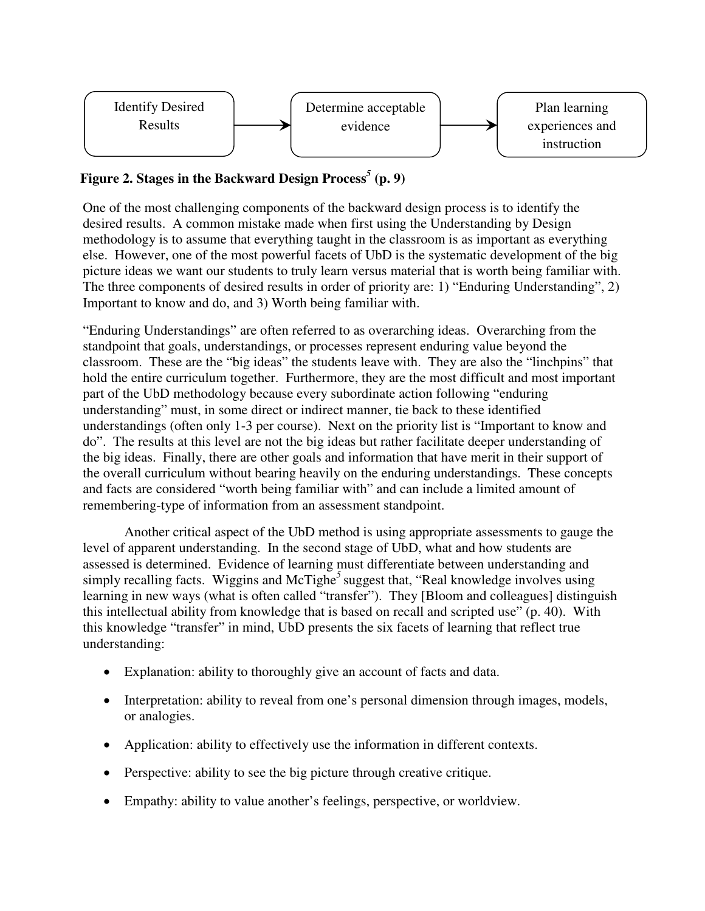Identify Desired Results → Determine acceptable evidence → Plan learning experiences and instruction

**Figure 2. Stages in the Backward Design Process[5] (p. 9)**

One of the most challenging components of the backward design process is to identify the desired results. A common mistake made when first using the Understanding by Design methodology is to assume that everything taught in the classroom is as important as everything else. However, one of the most powerful facets of UbD is the systematic development of the big picture ideas we want our students to truly learn versus material that is worth being familiar with. The three components of desired results in order of priority are: 1) "Enduring Understanding", 2) Important to know and do, and 3) Worth being familiar with.

"Enduring Understandings" are often referred to as overarching ideas. Overarching from the standpoint that goals, understandings, or processes represent enduring value beyond the classroom. These are the "big ideas" the students leave with. They are also the "linchpins" that hold the entire curriculum together. Furthermore, they are the most difficult and most important part of the UbD methodology because every subordinate action following "enduring understanding" must, in some direct or indirect manner, tie back to these identified understandings (often only 1-3 per course). Next on the priority list is "Important to know and do". The results at this level are not the big ideas but rather facilitate deeper understanding of the big ideas. Finally, there are other goals and information that have merit in their support of the overall curriculum without bearing heavily on the enduring understandings. These concepts and facts are considered "worth being familiar with" and can include a limited amount of remembering-type of information from an assessment standpoint.

Another critical aspect of the UbD method is using appropriate assessments to gauge the level of apparent understanding. In the second stage of UbD, what and how students are assessed is determined. Evidence of learning must differentiate between understanding and simply recalling facts. Wiggins and McTighe[5] suggest that, "Real knowledge involves using learning in new ways (what is often called "transfer"). They [Bloom and colleagues] distinguish this intellectual ability from knowledge that is based on recall and scripted use" (p. 40). With this knowledge "transfer" in mind, UbD presents the six facets of learning that reflect true understanding:

- Explanation: ability to thoroughly give an account of facts and data.
- Interpretation: ability to reveal from one's personal dimension through images, models, or analogies.
- Application: ability to effectively use the information in different contexts.
- Perspective: ability to see the big picture through creative critique.
- Empathy: ability to value another's feelings, perspective, or worldview.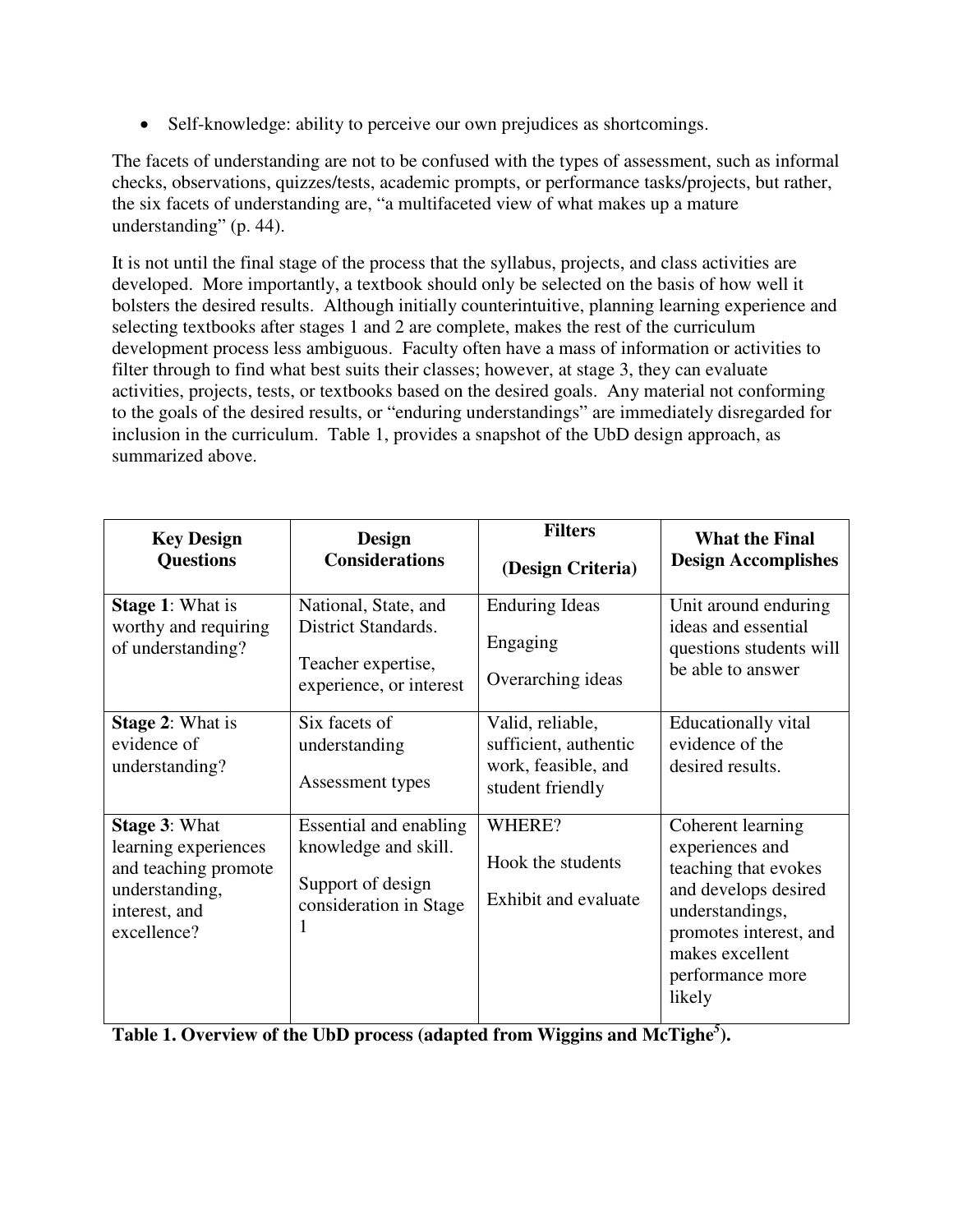- Self-knowledge: ability to perceive our own prejudices as shortcomings.

The facets of understanding are not to be confused with the types of assessment, such as informal checks, observations, quizzes/tests, academic prompts, or performance tasks/projects, but rather, the six facets of understanding are, "a multifaceted view of what makes up a mature understanding" (p. 44).

It is not until the final stage of the process that the syllabus, projects, and class activities are developed. More importantly, a textbook should only be selected on the basis of how well it bolsters the desired results. Although initially counterintuitive, planning learning experience and selecting textbooks after stages 1 and 2 are complete, makes the rest of the curriculum development process less ambiguous. Faculty often have a mass of information or activities to filter through to find what best suits their classes; however, at stage 3, they can evaluate activities, projects, tests, or textbooks based on the desired goals. Any material not conforming to the goals of the desired results, or "enduring understandings" are immediately disregarded for inclusion in the curriculum. Table 1, provides a snapshot of the UbD design approach, as summarized above.

| **Key Design Questions** | **Design Considerations** | **Filters (Design Criteria)** | **What the Final Design Accomplishes** |
|---|---|---|---|
| **Stage 1**: What is worthy and requiring of understanding? | National, State, and District Standards.<br>Teacher expertise, experience, or interest | Enduring Ideas<br>Engaging<br>Overarching ideas | Unit around enduring ideas and essential questions students will be able to answer |
| **Stage 2**: What is evidence of understanding? | Six facets of understanding<br>Assessment types | Valid, reliable, sufficient, authentic work, feasible, and student friendly | Educationally vital evidence of the desired results. |
| **Stage 3**: What learning experiences and teaching promote understanding, interest, and excellence? | Essential and enabling knowledge and skill.<br>Support of design consideration in Stage 1 | WHERE?<br>Hook the students<br>Exhibit and evaluate | Coherent learning experiences and teaching that evokes and develops desired understandings, promotes interest, and makes excellent performance more likely |

**Table 1. Overview of the UbD process (adapted from Wiggins and McTighe[5]).**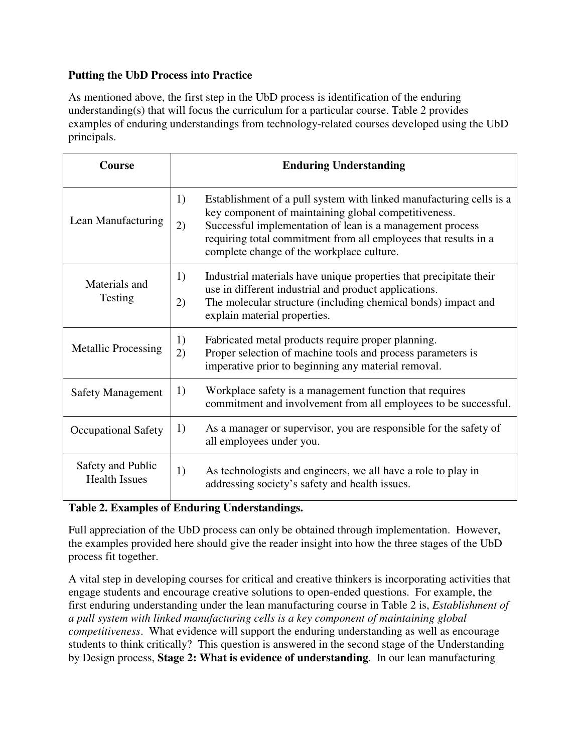**Putting the UbD Process into Practice**

As mentioned above, the first step in the UbD process is identification of the enduring understanding(s) that will focus the curriculum for a particular course. Table 2 provides examples of enduring understandings from technology-related courses developed using the UbD principals.

| Course | Enduring Understanding |
|---|---|
| Lean Manufacturing | 1) Establishment of a pull system with linked manufacturing cells is a key component of maintaining global competitiveness.<br>2) Successful implementation of lean is a management process requiring total commitment from all employees that results in a complete change of the workplace culture. |
| Materials and Testing | 1) Industrial materials have unique properties that precipitate their use in different industrial and product applications.<br>2) The molecular structure (including chemical bonds) impact and explain material properties. |
| Metallic Processing | 1) Fabricated metal products require proper planning.<br>2) Proper selection of machine tools and process parameters is imperative prior to beginning any material removal. |
| Safety Management | 1) Workplace safety is a management function that requires commitment and involvement from all employees to be successful. |
| Occupational Safety | 1) As a manager or supervisor, you are responsible for the safety of all employees under you. |
| Safety and Public Health Issues | 1) As technologists and engineers, we all have a role to play in addressing society's safety and health issues. |

**Table 2. Examples of Enduring Understandings.**

Full appreciation of the UbD process can only be obtained through implementation. However, the examples provided here should give the reader insight into how the three stages of the UbD process fit together.

A vital step in developing courses for critical and creative thinkers is incorporating activities that engage students and encourage creative solutions to open-ended questions. For example, the first enduring understanding under the lean manufacturing course in Table 2 is, *Establishment of a pull system with linked manufacturing cells is a key component of maintaining global competitiveness*. What evidence will support the enduring understanding as well as encourage students to think critically? This question is answered in the second stage of the Understanding by Design process, **Stage 2: What is evidence of understanding**. In our lean manufacturing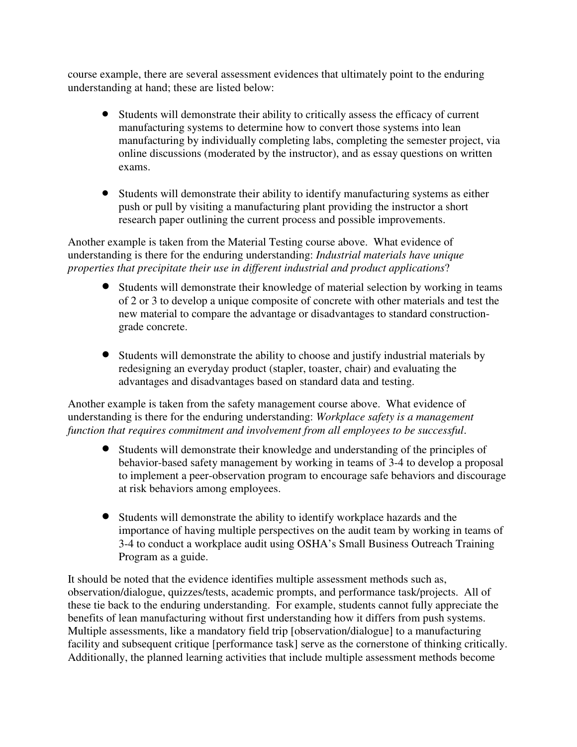course example, there are several assessment evidences that ultimately point to the enduring understanding at hand; these are listed below:

- Students will demonstrate their ability to critically assess the efficacy of current manufacturing systems to determine how to convert those systems into lean manufacturing by individually completing labs, completing the semester project, via online discussions (moderated by the instructor), and as essay questions on written exams.

- Students will demonstrate their ability to identify manufacturing systems as either push or pull by visiting a manufacturing plant providing the instructor a short research paper outlining the current process and possible improvements.

Another example is taken from the Material Testing course above. What evidence of understanding is there for the enduring understanding: *Industrial materials have unique properties that precipitate their use in different industrial and product applications*?

- Students will demonstrate their knowledge of material selection by working in teams of 2 or 3 to develop a unique composite of concrete with other materials and test the new material to compare the advantage or disadvantages to standard construction-grade concrete.

- Students will demonstrate the ability to choose and justify industrial materials by redesigning an everyday product (stapler, toaster, chair) and evaluating the advantages and disadvantages based on standard data and testing.

Another example is taken from the safety management course above. What evidence of understanding is there for the enduring understanding: *Workplace safety is a management function that requires commitment and involvement from all employees to be successful*.

- Students will demonstrate their knowledge and understanding of the principles of behavior-based safety management by working in teams of 3-4 to develop a proposal to implement a peer-observation program to encourage safe behaviors and discourage at risk behaviors among employees.

- Students will demonstrate the ability to identify workplace hazards and the importance of having multiple perspectives on the audit team by working in teams of 3-4 to conduct a workplace audit using OSHA's Small Business Outreach Training Program as a guide.

It should be noted that the evidence identifies multiple assessment methods such as, observation/dialogue, quizzes/tests, academic prompts, and performance task/projects. All of these tie back to the enduring understanding. For example, students cannot fully appreciate the benefits of lean manufacturing without first understanding how it differs from push systems. Multiple assessments, like a mandatory field trip [observation/dialogue] to a manufacturing facility and subsequent critique [performance task] serve as the cornerstone of thinking critically. Additionally, the planned learning activities that include multiple assessment methods become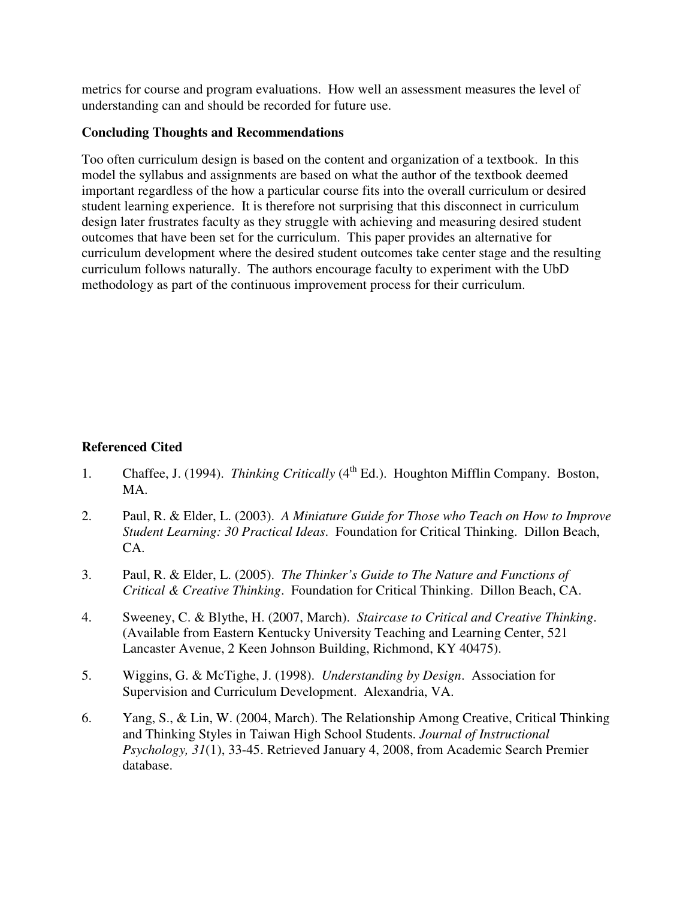metrics for course and program evaluations. How well an assessment measures the level of understanding can and should be recorded for future use.

**Concluding Thoughts and Recommendations**

Too often curriculum design is based on the content and organization of a textbook. In this model the syllabus and assignments are based on what the author of the textbook deemed important regardless of the how a particular course fits into the overall curriculum or desired student learning experience. It is therefore not surprising that this disconnect in curriculum design later frustrates faculty as they struggle with achieving and measuring desired student outcomes that have been set for the curriculum. This paper provides an alternative for curriculum development where the desired student outcomes take center stage and the resulting curriculum follows naturally. The authors encourage faculty to experiment with the UbD methodology as part of the continuous improvement process for their curriculum.

**Referenced Cited**

1. Chaffee, J. (1994). *Thinking Critically* (4th Ed.). Houghton Mifflin Company. Boston, MA.
2. Paul, R. & Elder, L. (2003). *A Miniature Guide for Those who Teach on How to Improve Student Learning: 30 Practical Ideas*. Foundation for Critical Thinking. Dillon Beach, CA.
3. Paul, R. & Elder, L. (2005). *The Thinker's Guide to The Nature and Functions of Critical & Creative Thinking*. Foundation for Critical Thinking. Dillon Beach, CA.
4. Sweeney, C. & Blythe, H. (2007, March). *Staircase to Critical and Creative Thinking*. (Available from Eastern Kentucky University Teaching and Learning Center, 521 Lancaster Avenue, 2 Keen Johnson Building, Richmond, KY 40475).
5. Wiggins, G. & McTighe, J. (1998). *Understanding by Design*. Association for Supervision and Curriculum Development. Alexandria, VA.
6. Yang, S., & Lin, W. (2004, March). The Relationship Among Creative, Critical Thinking and Thinking Styles in Taiwan High School Students. *Journal of Instructional Psychology, 31*(1), 33-45. Retrieved January 4, 2008, from Academic Search Premier database.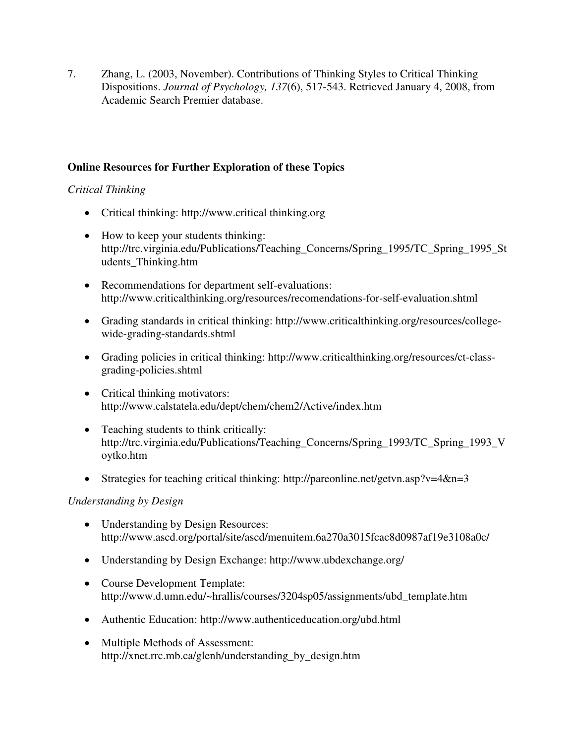7. Zhang, L. (2003, November). Contributions of Thinking Styles to Critical Thinking Dispositions. *Journal of Psychology, 137*(6), 517-543. Retrieved January 4, 2008, from Academic Search Premier database.

**Online Resources for Further Exploration of these Topics**

*Critical Thinking*

- Critical thinking: http://www.critical thinking.org
- How to keep your students thinking: http://trc.virginia.edu/Publications/Teaching_Concerns/Spring_1995/TC_Spring_1995_Students_Thinking.htm
- Recommendations for department self-evaluations: http://www.criticalthinking.org/resources/recomendations-for-self-evaluation.shtml
- Grading standards in critical thinking: http://www.criticalthinking.org/resources/college-wide-grading-standards.shtml
- Grading policies in critical thinking: http://www.criticalthinking.org/resources/ct-class-grading-policies.shtml
- Critical thinking motivators: http://www.calstatela.edu/dept/chem/chem2/Active/index.htm
- Teaching students to think critically: http://trc.virginia.edu/Publications/Teaching_Concerns/Spring_1993/TC_Spring_1993_Voytko.htm
- Strategies for teaching critical thinking: http://pareonline.net/getvn.asp?v=4&n=3

*Understanding by Design*

- Understanding by Design Resources: http://www.ascd.org/portal/site/ascd/menuitem.6a270a3015fcac8d0987af19e3108a0c/
- Understanding by Design Exchange: http://www.ubdexchange.org/
- Course Development Template: http://www.d.umn.edu/~hrallis/courses/3204sp05/assignments/ubd_template.htm
- Authentic Education: http://www.authenticeducation.org/ubd.html
- Multiple Methods of Assessment: http://xnet.rrc.mb.ca/glenh/understanding_by_design.htm